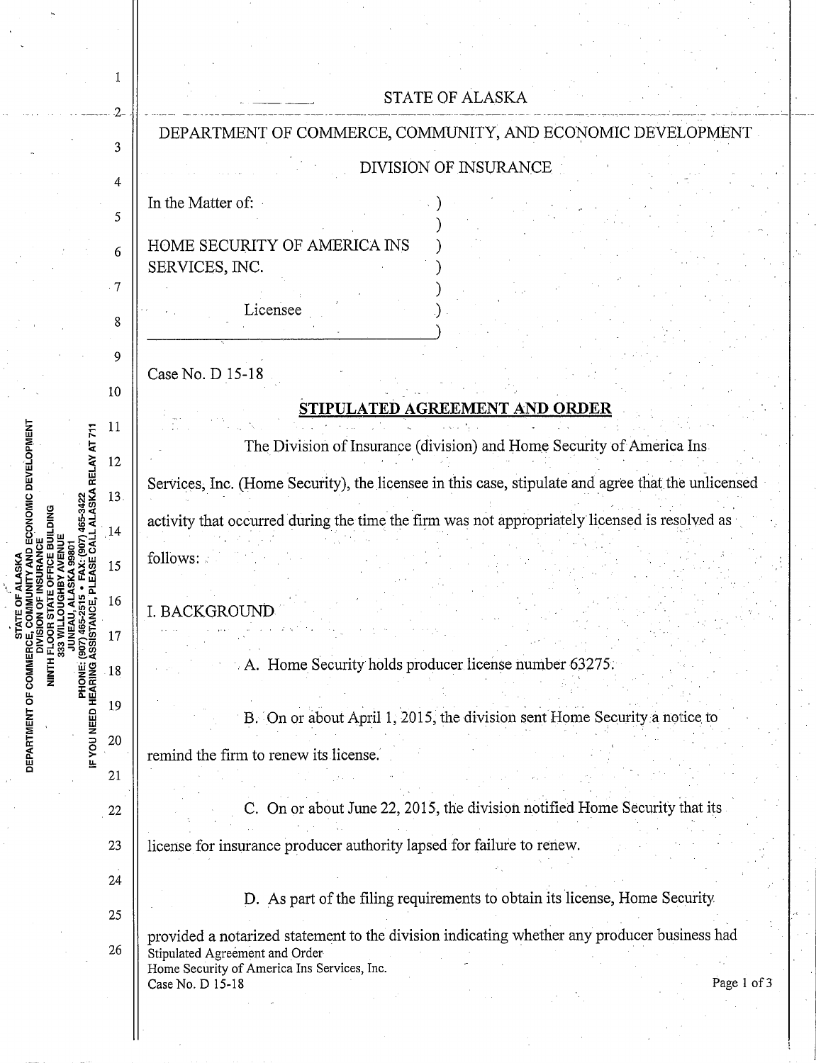STATE OF ALASKA

DEPARTMENT OF COMMERCE, COMMUNITY, AND ECONOMIC DEVELOPMENT

DIVISION OF INSURANCE

In the Matter of:

HOME SECURITY OF AMERICA INS SERVICES, INC.

Licensee

Case No. D 15-18

## STIPULATED AGREEMENT AND ORDER

The Division of Insurance (division) and Home Security of America Ins Services, Inc. (Home Security), the licensee in this case, stipulate and agree that the unlicensed activity that occurred during the time the firm was not appropriately licensed is resolved as follows:

I. BACKGROUND

A. Home Security holds producer license number 63275.

B. On or about April 1, 2015, the division sent Home Security a notice to remind the firm to renew its license.

C. On or about June 22, 2015, the division notified Home Security that its license for insurance producer authority lapsed for failure to renew.

D. As part of the filing requirements to obtain its license, Home Security provided a notarized statement to the division indicating whether any producer business had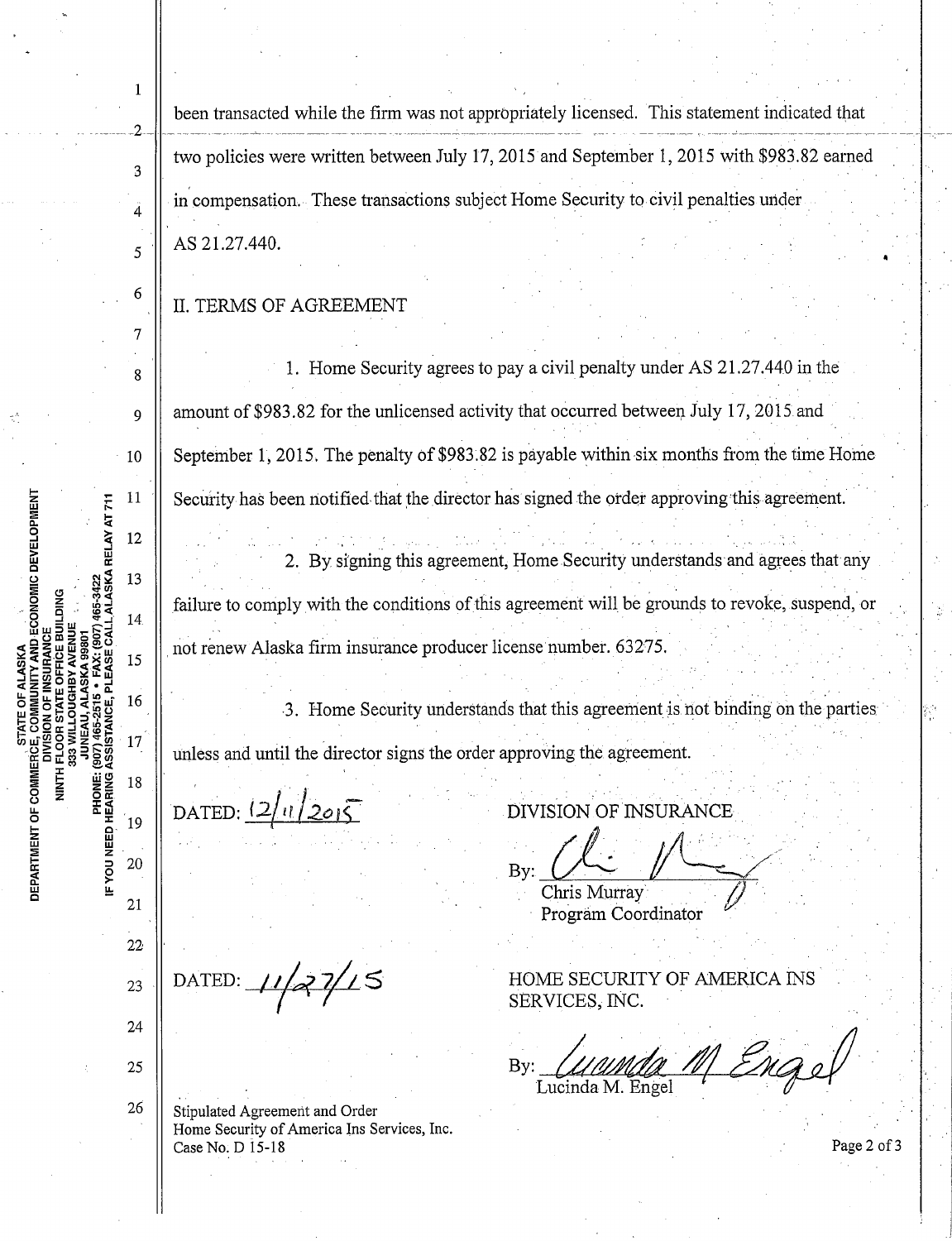been transacted while the firm was not appropriately licensed. This statement indicated that two policies were written between July 17, 2015 and September 1, 2015 with $983.82 earned in compensation. These transactions subject Home Security to civil penalties under AS 21.27.440.

## II. TERMS OF AGREEMENT

1. Home Security agrees to pay a civil penalty under AS 21.27.440 in the amount of $983.82 for the unlicensed activity that occurred between July 17, 2015 and September 1, 2015. The penalty of $983.82 is payable within six months from the time Home Security has been notified that the director has signed the order approving this agreement.

2. By signing this agreement, Home Security understands and agrees that any failure to comply with the conditions of this agreement will be grounds to revoke, suspend, or not renew Alaska firm insurance producer license number. 63275.

3. Home Security understands that this agreement is not binding on the parties unless and until the director signs the order approving the agreement.

DATED: 12/11/2015

DIVISION OF INSURANCE

By: [signature]
Chris Murray
Program Coordinator

DATED: 11/27/15

HOME SECURITY OF AMERICA INS SERVICES, INC.

By: [signature]
Lucinda M. Engel

Stipulated Agreement and Order
Home Security of America Ins Services, Inc.
Case No. D 15-18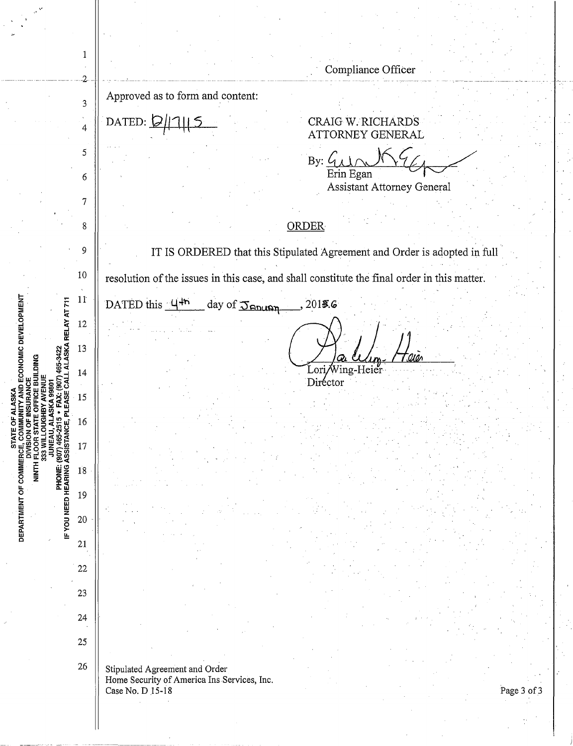Compliance Officer

Approved as to form and content:

DATED: 6/17/15

CRAIG W. RICHARDS
ATTORNEY GENERAL

By: [signature]
Erin Egan
Assistant Attorney General

## ORDER

IT IS ORDERED that this Stipulated Agreement and Order is adopted in full resolution of the issues in this case, and shall constitute the final order in this matter.

DATED this 4th day of January, 2016

[signature]
Lori Wing-Heier
Director

STATE OF ALASKA
DEPARTMENT OF COMMERCE, COMMUNITY AND ECONOMIC DEVELOPMENT
DIVISION OF INSURANCE
NINTH FLOOR STATE OFFICE BUILDING
333 WILLOUGHBY AVENUE
JUNEAU, ALASKA 99801
PHONE: (907) 465-2515 • FAX: (907) 465-3422
IF YOU NEED HEARING ASSISTANCE, PLEASE CALL ALASKA RELAY AT 711

Stipulated Agreement and Order
Home Security of America Ins Services, Inc.
Case No. D 15-18